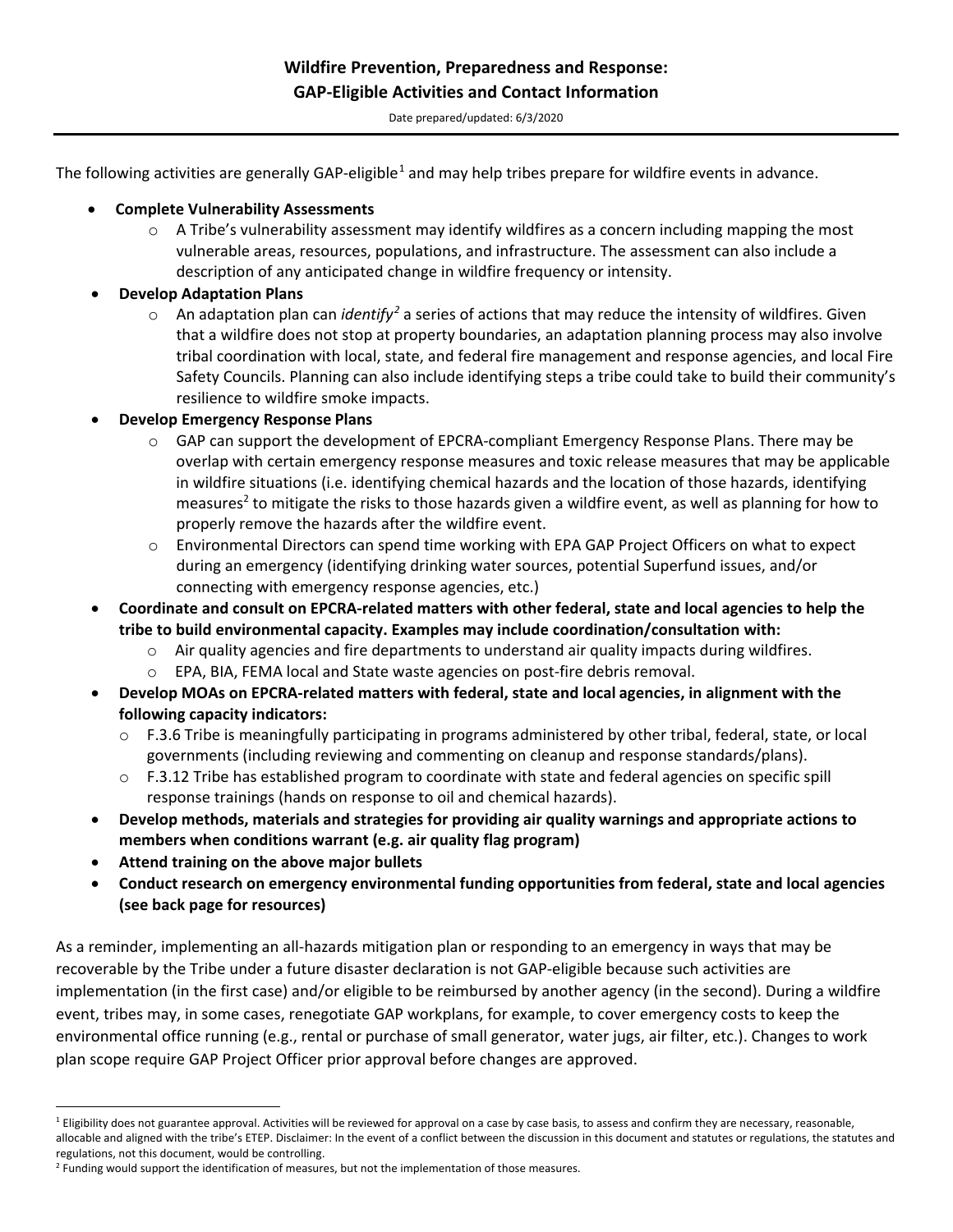## Wildfire Prevention, Preparedness and Response:
## GAP-Eligible Activities and Contact Information

Date prepared/updated: 6/3/2020

The following activities are generally GAP-eligible[1] and may help tribes prepare for wildfire events in advance.

- **Complete Vulnerability Assessments**
  - A Tribe's vulnerability assessment may identify wildfires as a concern including mapping the most vulnerable areas, resources, populations, and infrastructure. The assessment can also include a description of any anticipated change in wildfire frequency or intensity.
- **Develop Adaptation Plans**
  - An adaptation plan can *identify*[2] a series of actions that may reduce the intensity of wildfires. Given that a wildfire does not stop at property boundaries, an adaptation planning process may also involve tribal coordination with local, state, and federal fire management and response agencies, and local Fire Safety Councils. Planning can also include identifying steps a tribe could take to build their community's resilience to wildfire smoke impacts.
- **Develop Emergency Response Plans**
  - GAP can support the development of EPCRA-compliant Emergency Response Plans. There may be overlap with certain emergency response measures and toxic release measures that may be applicable in wildfire situations (i.e. identifying chemical hazards and the location of those hazards, identifying measures[2] to mitigate the risks to those hazards given a wildfire event, as well as planning for how to properly remove the hazards after the wildfire event.
  - Environmental Directors can spend time working with EPA GAP Project Officers on what to expect during an emergency (identifying drinking water sources, potential Superfund issues, and/or connecting with emergency response agencies, etc.)
- **Coordinate and consult on EPCRA-related matters with other federal, state and local agencies to help the tribe to build environmental capacity. Examples may include coordination/consultation with:**
  - Air quality agencies and fire departments to understand air quality impacts during wildfires.
  - EPA, BIA, FEMA local and State waste agencies on post-fire debris removal.
- **Develop MOAs on EPCRA-related matters with federal, state and local agencies, in alignment with the following capacity indicators:**
  - F.3.6 Tribe is meaningfully participating in programs administered by other tribal, federal, state, or local governments (including reviewing and commenting on cleanup and response standards/plans).
  - F.3.12 Tribe has established program to coordinate with state and federal agencies on specific spill response trainings (hands on response to oil and chemical hazards).
- **Develop methods, materials and strategies for providing air quality warnings and appropriate actions to members when conditions warrant (e.g. air quality flag program)**
- **Attend training on the above major bullets**
- **Conduct research on emergency environmental funding opportunities from federal, state and local agencies (see back page for resources)**

As a reminder, implementing an all-hazards mitigation plan or responding to an emergency in ways that may be recoverable by the Tribe under a future disaster declaration is not GAP-eligible because such activities are implementation (in the first case) and/or eligible to be reimbursed by another agency (in the second). During a wildfire event, tribes may, in some cases, renegotiate GAP workplans, for example, to cover emergency costs to keep the environmental office running (e.g., rental or purchase of small generator, water jugs, air filter, etc.). Changes to work plan scope require GAP Project Officer prior approval before changes are approved.

---

[1] Eligibility does not guarantee approval. Activities will be reviewed for approval on a case by case basis, to assess and confirm they are necessary, reasonable, allocable and aligned with the tribe's ETEP. Disclaimer: In the event of a conflict between the discussion in this document and statutes or regulations, the statutes and regulations, not this document, would be controlling.

[2] Funding would support the identification of measures, but not the implementation of those measures.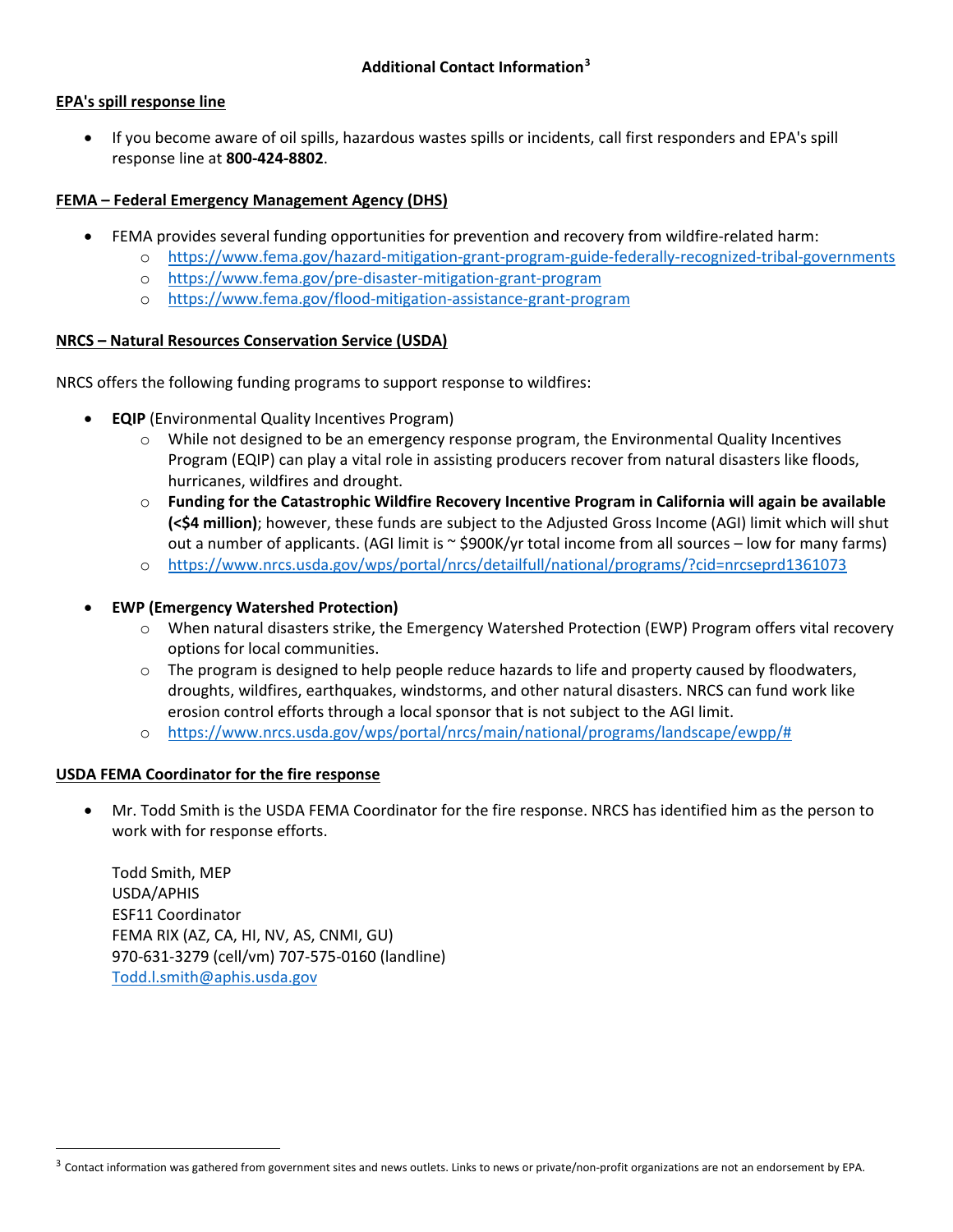## Additional Contact Information[3]

**EPA's spill response line**

- If you become aware of oil spills, hazardous wastes spills or incidents, call first responders and EPA's spill response line at **800-424-8802**.

**FEMA – Federal Emergency Management Agency (DHS)**

- FEMA provides several funding opportunities for prevention and recovery from wildfire-related harm:
  - https://www.fema.gov/hazard-mitigation-grant-program-guide-federally-recognized-tribal-governments
  - https://www.fema.gov/pre-disaster-mitigation-grant-program
  - https://www.fema.gov/flood-mitigation-assistance-grant-program

**NRCS – Natural Resources Conservation Service (USDA)**

NRCS offers the following funding programs to support response to wildfires:

- **EQIP** (Environmental Quality Incentives Program)
  - While not designed to be an emergency response program, the Environmental Quality Incentives Program (EQIP) can play a vital role in assisting producers recover from natural disasters like floods, hurricanes, wildfires and drought.
  - **Funding for the Catastrophic Wildfire Recovery Incentive Program in California will again be available (<$4 million)**; however, these funds are subject to the Adjusted Gross Income (AGI) limit which will shut out a number of applicants. (AGI limit is ~ $900K/yr total income from all sources – low for many farms)
  - https://www.nrcs.usda.gov/wps/portal/nrcs/detailfull/national/programs/?cid=nrcseprd1361073

- **EWP (Emergency Watershed Protection)**
  - When natural disasters strike, the Emergency Watershed Protection (EWP) Program offers vital recovery options for local communities.
  - The program is designed to help people reduce hazards to life and property caused by floodwaters, droughts, wildfires, earthquakes, windstorms, and other natural disasters. NRCS can fund work like erosion control efforts through a local sponsor that is not subject to the AGI limit.
  - https://www.nrcs.usda.gov/wps/portal/nrcs/main/national/programs/landscape/ewpp/#

**USDA FEMA Coordinator for the fire response**

- Mr. Todd Smith is the USDA FEMA Coordinator for the fire response. NRCS has identified him as the person to work with for response efforts.

  Todd Smith, MEP
  USDA/APHIS
  ESF11 Coordinator
  FEMA RIX (AZ, CA, HI, NV, AS, CNMI, GU)
  970-631-3279 (cell/vm) 707-575-0160 (landline)
  Todd.l.smith@aphis.usda.gov

[3] Contact information was gathered from government sites and news outlets. Links to news or private/non-profit organizations are not an endorsement by EPA.